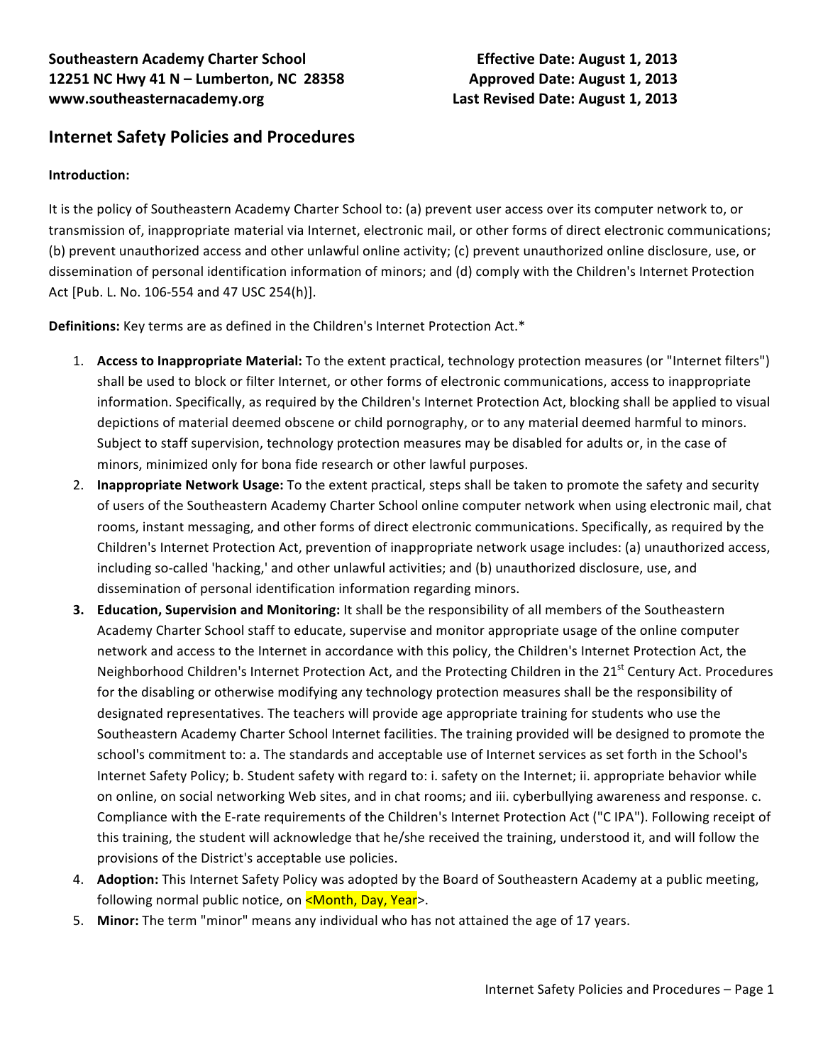**Southeastern Academy Charter School**
**12251 NC Hwy 41 N – Lumberton, NC 28358**
**www.southeasternacademy.org**

**Effective Date: August 1, 2013**
**Approved Date: August 1, 2013**
**Last Revised Date: August 1, 2013**

## Internet Safety Policies and Procedures

**Introduction:**

It is the policy of Southeastern Academy Charter School to: (a) prevent user access over its computer network to, or transmission of, inappropriate material via Internet, electronic mail, or other forms of direct electronic communications; (b) prevent unauthorized access and other unlawful online activity; (c) prevent unauthorized online disclosure, use, or dissemination of personal identification information of minors; and (d) comply with the Children's Internet Protection Act [Pub. L. No. 106-554 and 47 USC 254(h)].

**Definitions:** Key terms are as defined in the Children's Internet Protection Act.*

1. **Access to Inappropriate Material:** To the extent practical, technology protection measures (or "Internet filters") shall be used to block or filter Internet, or other forms of electronic communications, access to inappropriate information. Specifically, as required by the Children's Internet Protection Act, blocking shall be applied to visual depictions of material deemed obscene or child pornography, or to any material deemed harmful to minors. Subject to staff supervision, technology protection measures may be disabled for adults or, in the case of minors, minimized only for bona fide research or other lawful purposes.
2. **Inappropriate Network Usage:** To the extent practical, steps shall be taken to promote the safety and security of users of the Southeastern Academy Charter School online computer network when using electronic mail, chat rooms, instant messaging, and other forms of direct electronic communications. Specifically, as required by the Children's Internet Protection Act, prevention of inappropriate network usage includes: (a) unauthorized access, including so-called 'hacking,' and other unlawful activities; and (b) unauthorized disclosure, use, and dissemination of personal identification information regarding minors.
3. **Education, Supervision and Monitoring:** It shall be the responsibility of all members of the Southeastern Academy Charter School staff to educate, supervise and monitor appropriate usage of the online computer network and access to the Internet in accordance with this policy, the Children's Internet Protection Act, the Neighborhood Children's Internet Protection Act, and the Protecting Children in the 21st Century Act. Procedures for the disabling or otherwise modifying any technology protection measures shall be the responsibility of designated representatives. The teachers will provide age appropriate training for students who use the Southeastern Academy Charter School Internet facilities. The training provided will be designed to promote the school's commitment to: a. The standards and acceptable use of Internet services as set forth in the School's Internet Safety Policy; b. Student safety with regard to: i. safety on the Internet; ii. appropriate behavior while on online, on social networking Web sites, and in chat rooms; and iii. cyberbullying awareness and response. c. Compliance with the E-rate requirements of the Children's Internet Protection Act ("C IPA"). Following receipt of this training, the student will acknowledge that he/she received the training, understood it, and will follow the provisions of the District's acceptable use policies.
4. **Adoption:** This Internet Safety Policy was adopted by the Board of Southeastern Academy at a public meeting, following normal public notice, on <Month, Day, Year>.
5. **Minor:** The term "minor" means any individual who has not attained the age of 17 years.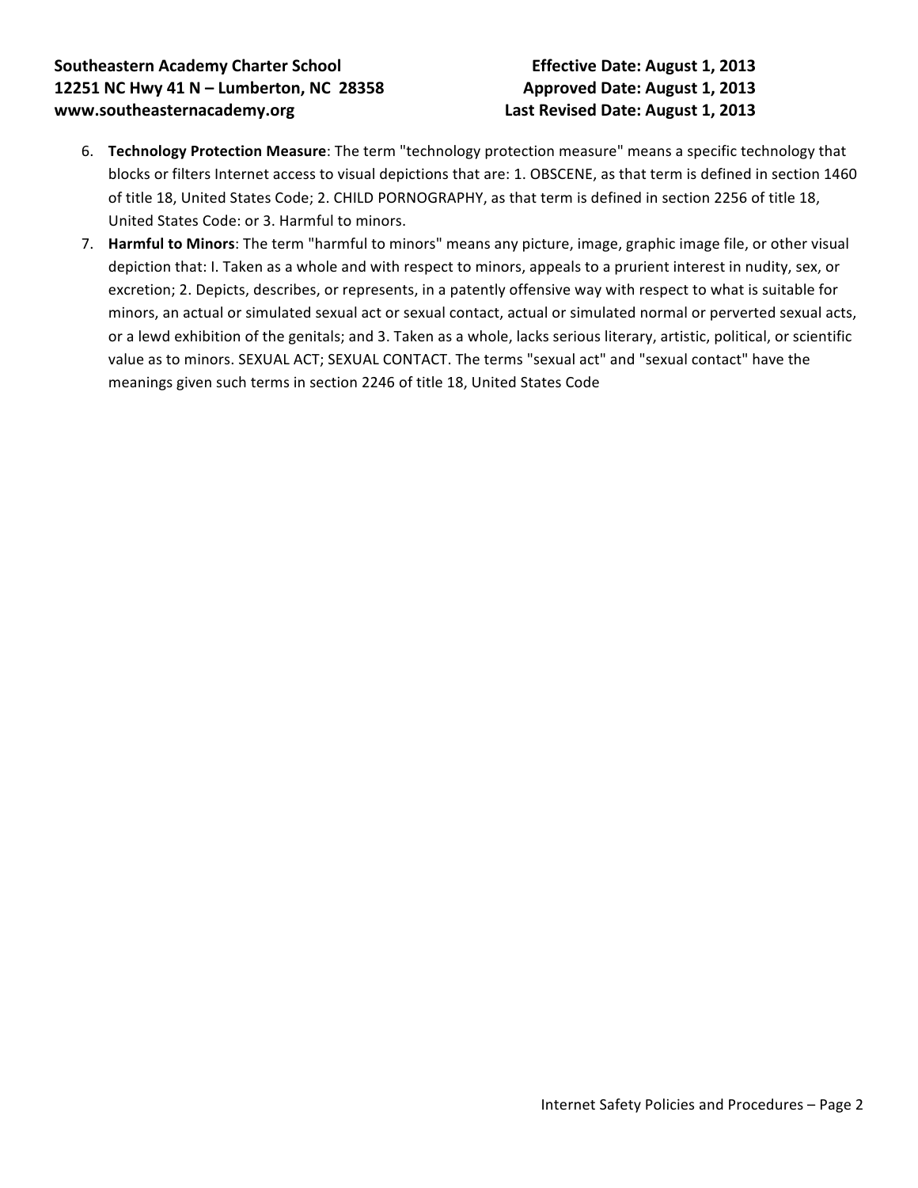6. **Technology Protection Measure**: The term "technology protection measure" means a specific technology that blocks or filters Internet access to visual depictions that are: 1. OBSCENE, as that term is defined in section 1460 of title 18, United States Code; 2. CHILD PORNOGRAPHY, as that term is defined in section 2256 of title 18, United States Code: or 3. Harmful to minors.
7. **Harmful to Minors**: The term "harmful to minors" means any picture, image, graphic image file, or other visual depiction that: I. Taken as a whole and with respect to minors, appeals to a prurient interest in nudity, sex, or excretion; 2. Depicts, describes, or represents, in a patently offensive way with respect to what is suitable for minors, an actual or simulated sexual act or sexual contact, actual or simulated normal or perverted sexual acts, or a lewd exhibition of the genitals; and 3. Taken as a whole, lacks serious literary, artistic, political, or scientific value as to minors. SEXUAL ACT; SEXUAL CONTACT. The terms "sexual act" and "sexual contact" have the meanings given such terms in section 2246 of title 18, United States Code